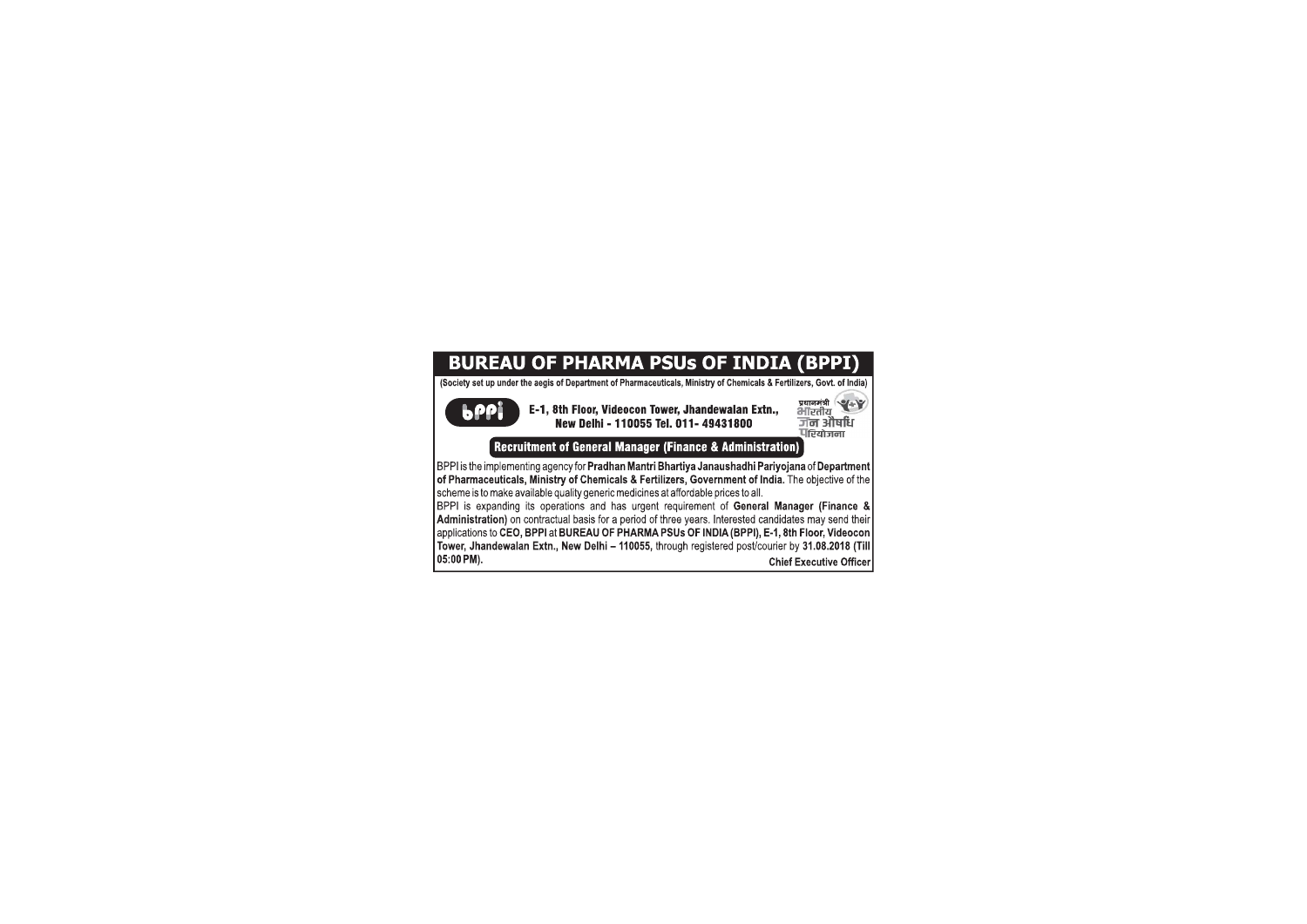# BUREAU OF PHARMA PSUs OF INDIA (BPPI)

(Society set up under the aegis of Department of Pharmaceuticals, Ministry of Chemicals & Fertilizers, Govt. of India)

bppi

**E-1, 8th Floor, Videocon Tower, Jhandewalan Extn., New Delhi - 110055 Tel. 011- 49431800**

प्रधानमंत्री भारतीय जन औषधि परियोजना

## Recruitment of General Manager (Finance & Administration)

BPPI is the implementing agency for **Pradhan Mantri Bhartiya Janaushadhi Pariyojana** of **Department of Pharmaceuticals, Ministry of Chemicals & Fertilizers, Government of India.** The objective of the scheme is to make available quality generic medicines at affordable prices to all.

BPPI is expanding its operations and has urgent requirement of **General Manager (Finance & Administration)** on contractual basis for a period of three years. Interested candidates may send their applications to **CEO, BPPI** at **BUREAU OF PHARMA PSUs OF INDIA (BPPI), E-1, 8th Floor, Videocon Tower, Jhandewalan Extn., New Delhi – 110055,** through registered post/courier by **31.08.2018 (Till 05:00 PM).**

**Chief Executive Officer**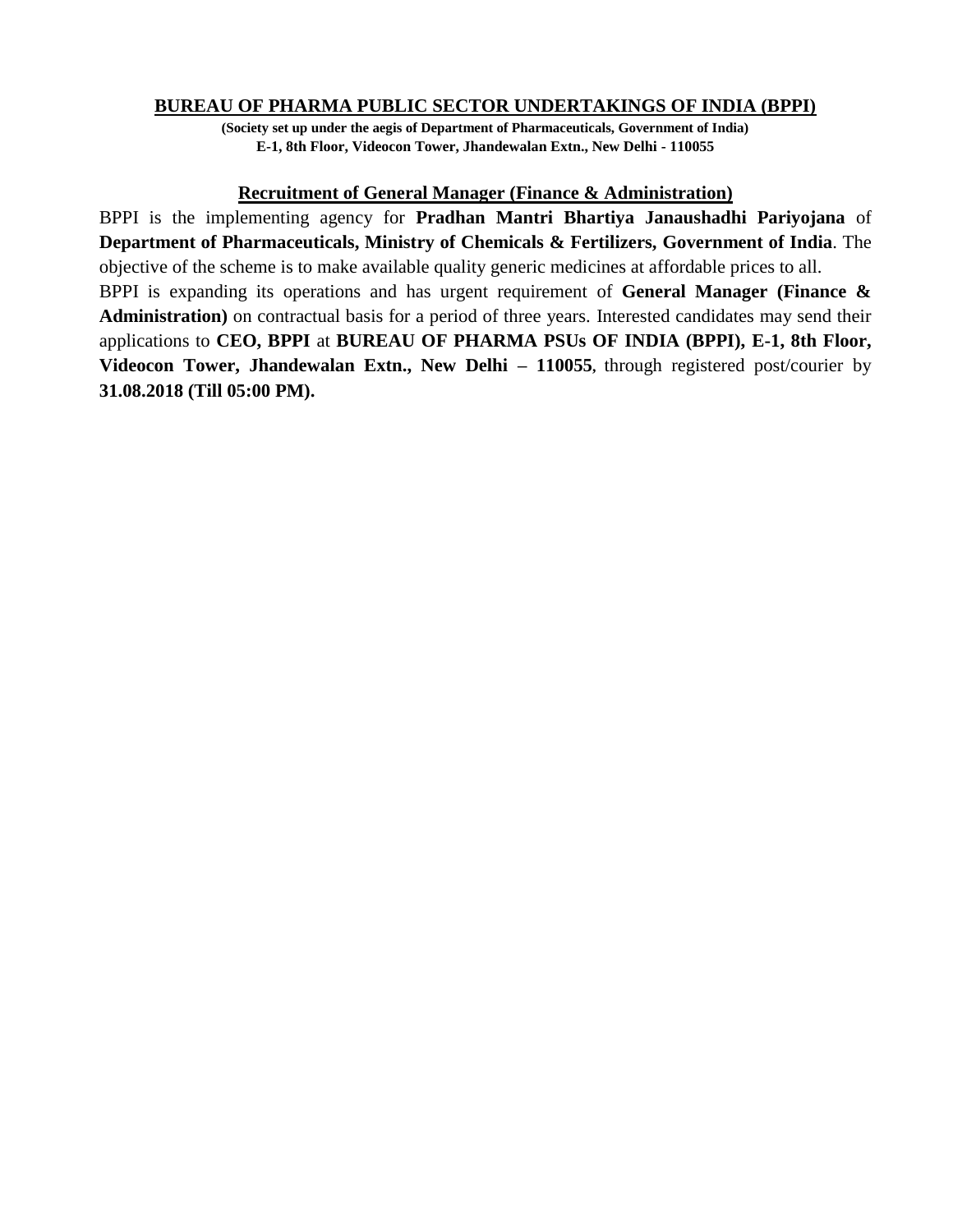# BUREAU OF PHARMA PUBLIC SECTOR UNDERTAKINGS OF INDIA (BPPI)

**(Society set up under the aegis of Department of Pharmaceuticals, Government of India)**
**E-1, 8th Floor, Videocon Tower, Jhandewalan Extn., New Delhi - 110055**

## Recruitment of General Manager (Finance & Administration)

BPPI is the implementing agency for **Pradhan Mantri Bhartiya Janaushadhi Pariyojana** of **Department of Pharmaceuticals, Ministry of Chemicals & Fertilizers, Government of India**. The objective of the scheme is to make available quality generic medicines at affordable prices to all.

BPPI is expanding its operations and has urgent requirement of **General Manager (Finance & Administration)** on contractual basis for a period of three years. Interested candidates may send their applications to **CEO, BPPI** at **BUREAU OF PHARMA PSUs OF INDIA (BPPI), E-1, 8th Floor, Videocon Tower, Jhandewalan Extn., New Delhi – 110055**, through registered post/courier by **31.08.2018 (Till 05:00 PM).**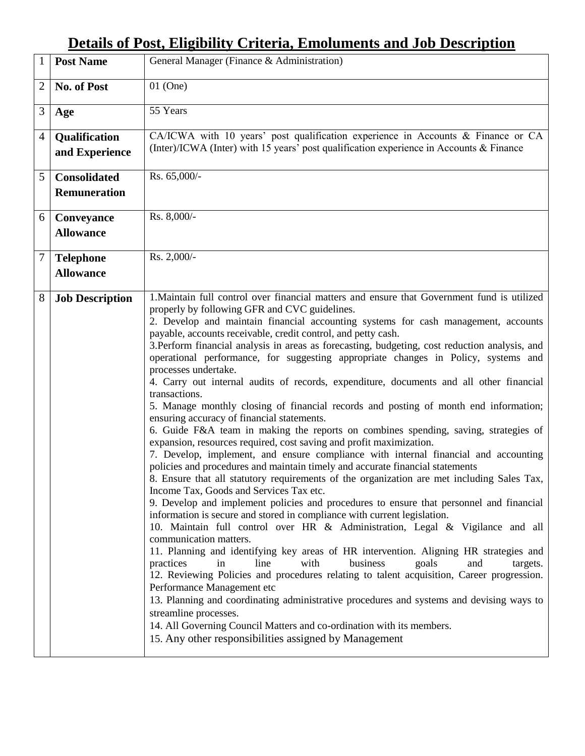# Details of Post, Eligibility Criteria, Emoluments and Job Description

| | | |
|---|---|---|
| 1 | **Post Name** | General Manager (Finance & Administration) |
| 2 | **No. of Post** | 01 (One) |
| 3 | **Age** | 55 Years |
| 4 | **Qualification and Experience** | CA/ICWA with 10 years' post qualification experience in Accounts & Finance or CA (Inter)/ICWA (Inter) with 15 years' post qualification experience in Accounts & Finance |
| 5 | **Consolidated Remuneration** | Rs. 65,000/- |
| 6 | **Conveyance Allowance** | Rs. 8,000/- |
| 7 | **Telephone Allowance** | Rs. 2,000/- |
| 8 | **Job Description** | 1.Maintain full control over financial matters and ensure that Government fund is utilized properly by following GFR and CVC guidelines.<br>2. Develop and maintain financial accounting systems for cash management, accounts payable, accounts receivable, credit control, and petty cash.<br>3.Perform financial analysis in areas as forecasting, budgeting, cost reduction analysis, and operational performance, for suggesting appropriate changes in Policy, systems and processes undertake.<br>4. Carry out internal audits of records, expenditure, documents and all other financial transactions.<br>5. Manage monthly closing of financial records and posting of month end information; ensuring accuracy of financial statements.<br>6. Guide F&A team in making the reports on combines spending, saving, strategies of expansion, resources required, cost saving and profit maximization.<br>7. Develop, implement, and ensure compliance with internal financial and accounting policies and procedures and maintain timely and accurate financial statements<br>8. Ensure that all statutory requirements of the organization are met including Sales Tax, Income Tax, Goods and Services Tax etc.<br>9. Develop and implement policies and procedures to ensure that personnel and financial information is secure and stored in compliance with current legislation.<br>10. Maintain full control over HR & Administration, Legal & Vigilance and all communication matters.<br>11. Planning and identifying key areas of HR intervention. Aligning HR strategies and practices in line with business goals and targets.<br>12. Reviewing Policies and procedures relating to talent acquisition, Career progression. Performance Management etc<br>13. Planning and coordinating administrative procedures and systems and devising ways to streamline processes.<br>14. All Governing Council Matters and co-ordination with its members.<br>15. Any other responsibilities assigned by Management |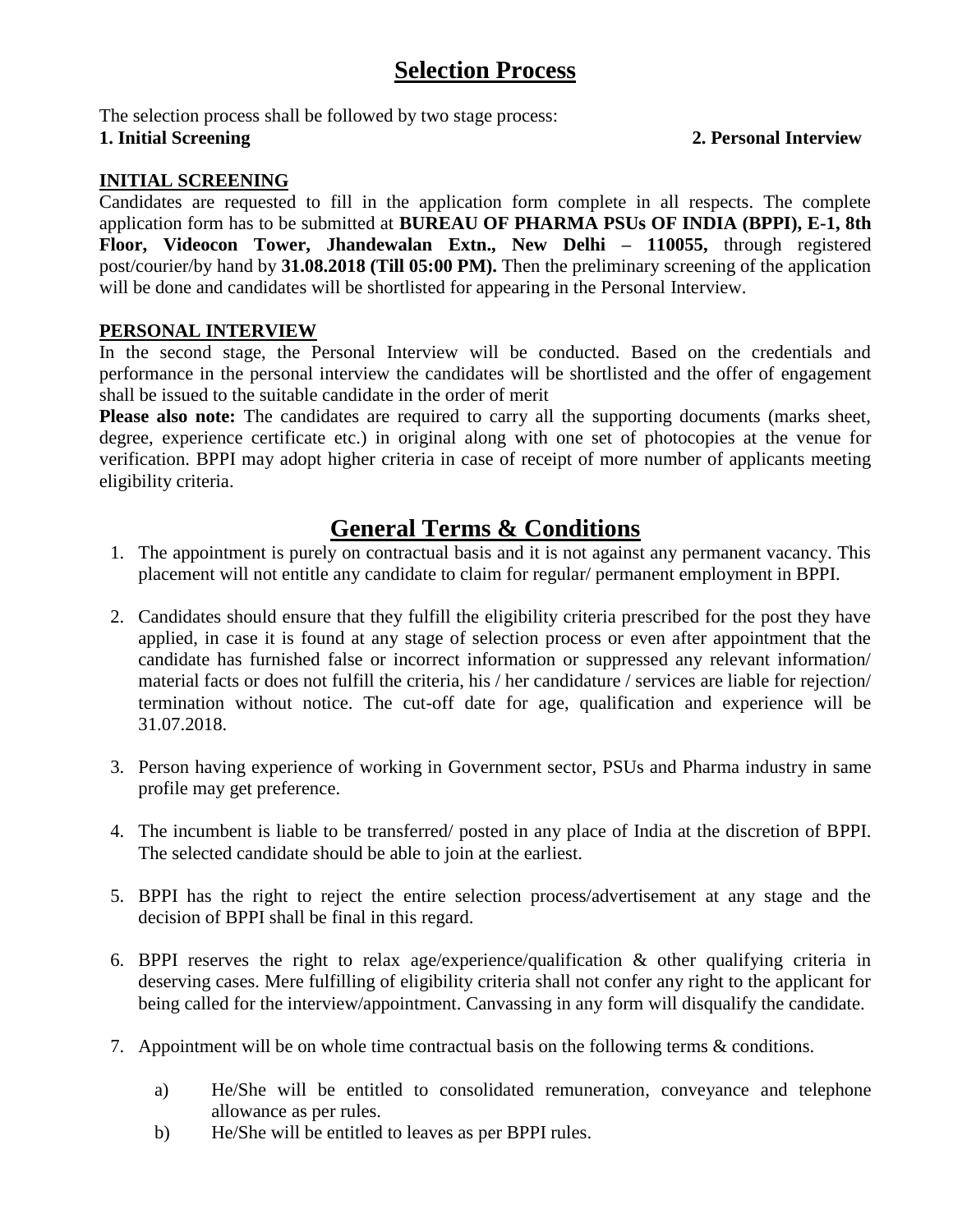# Selection Process

The selection process shall be followed by two stage process:

**1. Initial Screening** **2. Personal Interview**

## INITIAL SCREENING

Candidates are requested to fill in the application form complete in all respects. The complete application form has to be submitted at **BUREAU OF PHARMA PSUs OF INDIA (BPPI), E-1, 8th Floor, Videocon Tower, Jhandewalan Extn., New Delhi – 110055,** through registered post/courier/by hand by **31.08.2018 (Till 05:00 PM).** Then the preliminary screening of the application will be done and candidates will be shortlisted for appearing in the Personal Interview.

## PERSONAL INTERVIEW

In the second stage, the Personal Interview will be conducted. Based on the credentials and performance in the personal interview the candidates will be shortlisted and the offer of engagement shall be issued to the suitable candidate in the order of merit

**Please also note:** The candidates are required to carry all the supporting documents (marks sheet, degree, experience certificate etc.) in original along with one set of photocopies at the venue for verification. BPPI may adopt higher criteria in case of receipt of more number of applicants meeting eligibility criteria.

# General Terms & Conditions

1. The appointment is purely on contractual basis and it is not against any permanent vacancy. This placement will not entitle any candidate to claim for regular/ permanent employment in BPPI.

2. Candidates should ensure that they fulfill the eligibility criteria prescribed for the post they have applied, in case it is found at any stage of selection process or even after appointment that the candidate has furnished false or incorrect information or suppressed any relevant information/ material facts or does not fulfill the criteria, his / her candidature / services are liable for rejection/ termination without notice. The cut-off date for age, qualification and experience will be 31.07.2018.

3. Person having experience of working in Government sector, PSUs and Pharma industry in same profile may get preference.

4. The incumbent is liable to be transferred/ posted in any place of India at the discretion of BPPI. The selected candidate should be able to join at the earliest.

5. BPPI has the right to reject the entire selection process/advertisement at any stage and the decision of BPPI shall be final in this regard.

6. BPPI reserves the right to relax age/experience/qualification & other qualifying criteria in deserving cases. Mere fulfilling of eligibility criteria shall not confer any right to the applicant for being called for the interview/appointment. Canvassing in any form will disqualify the candidate.

7. Appointment will be on whole time contractual basis on the following terms & conditions.

    a) He/She will be entitled to consolidated remuneration, conveyance and telephone allowance as per rules.

    b) He/She will be entitled to leaves as per BPPI rules.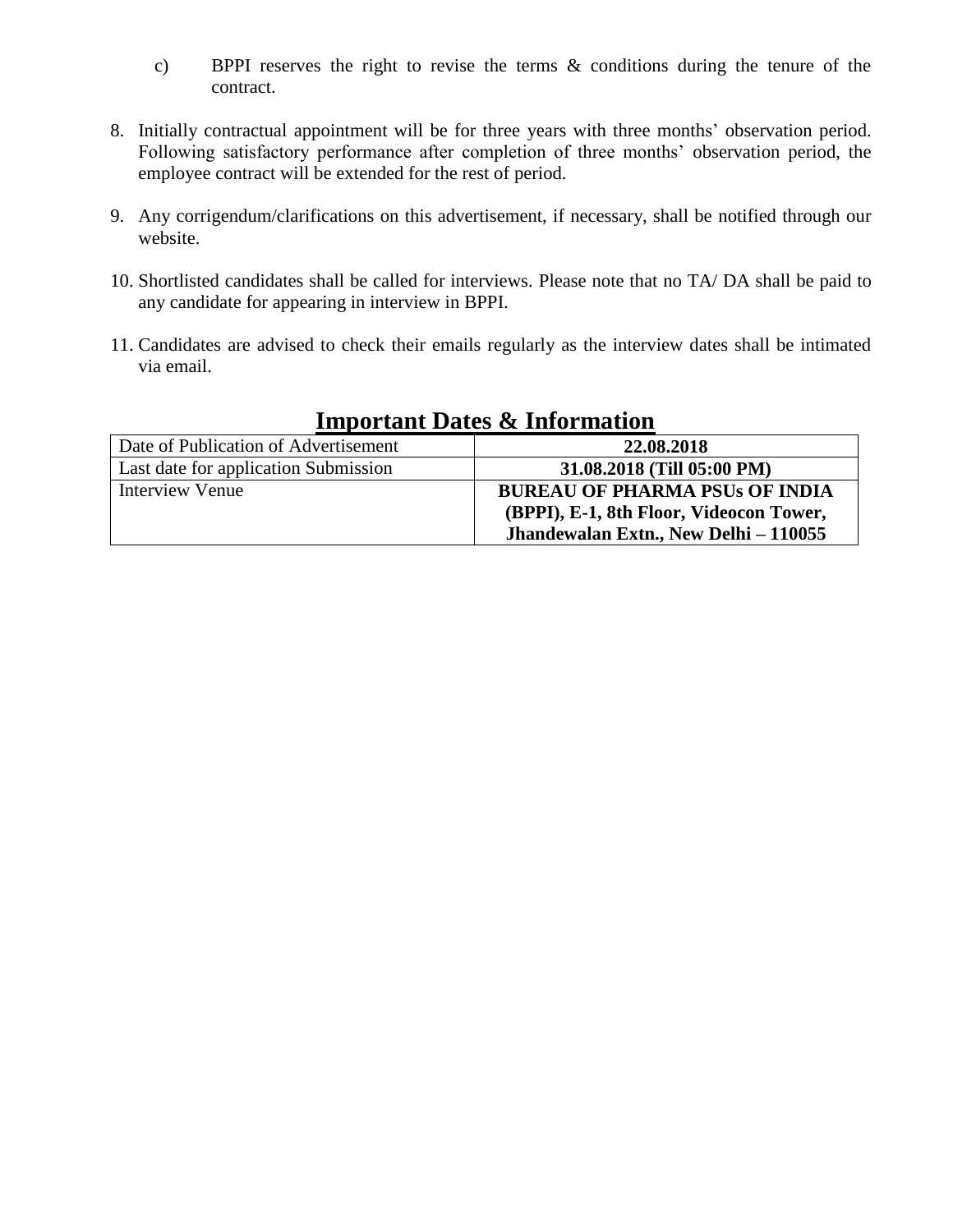c) BPPI reserves the right to revise the terms & conditions during the tenure of the contract.

8. Initially contractual appointment will be for three years with three months' observation period. Following satisfactory performance after completion of three months' observation period, the employee contract will be extended for the rest of period.

9. Any corrigendum/clarifications on this advertisement, if necessary, shall be notified through our website.

10. Shortlisted candidates shall be called for interviews. Please note that no TA/ DA shall be paid to any candidate for appearing in interview in BPPI.

11. Candidates are advised to check their emails regularly as the interview dates shall be intimated via email.

## Important Dates & Information

| | |
|---|---|
| Date of Publication of Advertisement | **22.08.2018** |
| Last date for application Submission | **31.08.2018 (Till 05:00 PM)** |
| Interview Venue | **BUREAU OF PHARMA PSUs OF INDIA (BPPI), E-1, 8th Floor, Videocon Tower, Jhandewalan Extn., New Delhi – 110055** |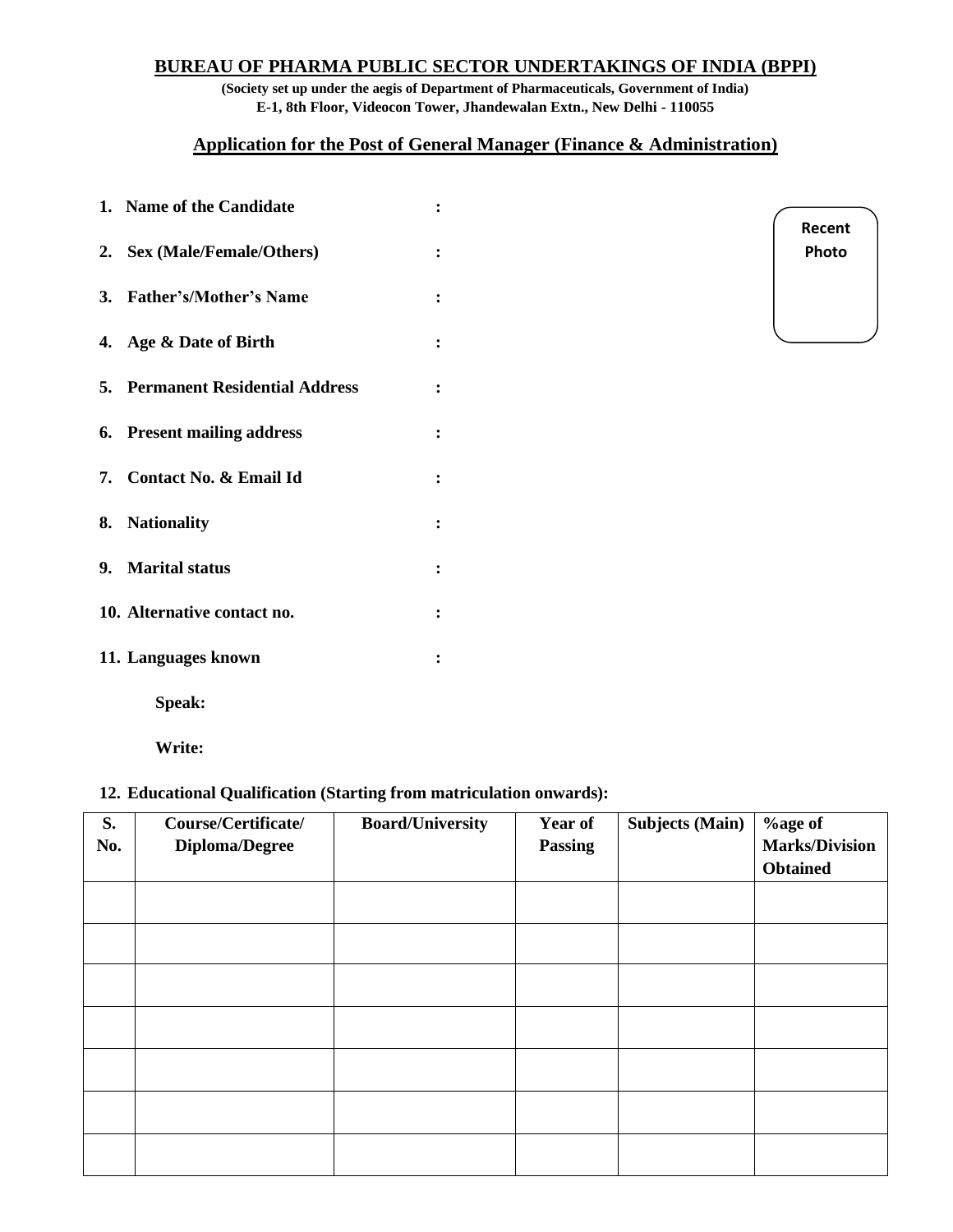**BUREAU OF PHARMA PUBLIC SECTOR UNDERTAKINGS OF INDIA (BPPI)**

**(Society set up under the aegis of Department of Pharmaceuticals, Government of India)**
**E-1, 8th Floor, Videocon Tower, Jhandewalan Extn., New Delhi - 110055**

## Application for the Post of General Manager (Finance & Administration)

Recent Photo

1. **Name of the Candidate** :
2. **Sex (Male/Female/Others)** :
3. **Father's/Mother's Name** :
4. **Age & Date of Birth** :
5. **Permanent Residential Address** :
6. **Present mailing address** :
7. **Contact No. & Email Id** :
8. **Nationality** :
9. **Marital status** :
10. **Alternative contact no.** :
11. **Languages known** :

    **Speak:**

    **Write:**

12. **Educational Qualification (Starting from matriculation onwards):**

| S. No. | Course/Certificate/ Diploma/Degree | Board/University | Year of Passing | Subjects (Main) | %age of Marks/Division Obtained |
|---|---|---|---|---|---|
| | | | | | |
| | | | | | |
| | | | | | |
| | | | | | |
| | | | | | |
| | | | | | |
| | | | | | |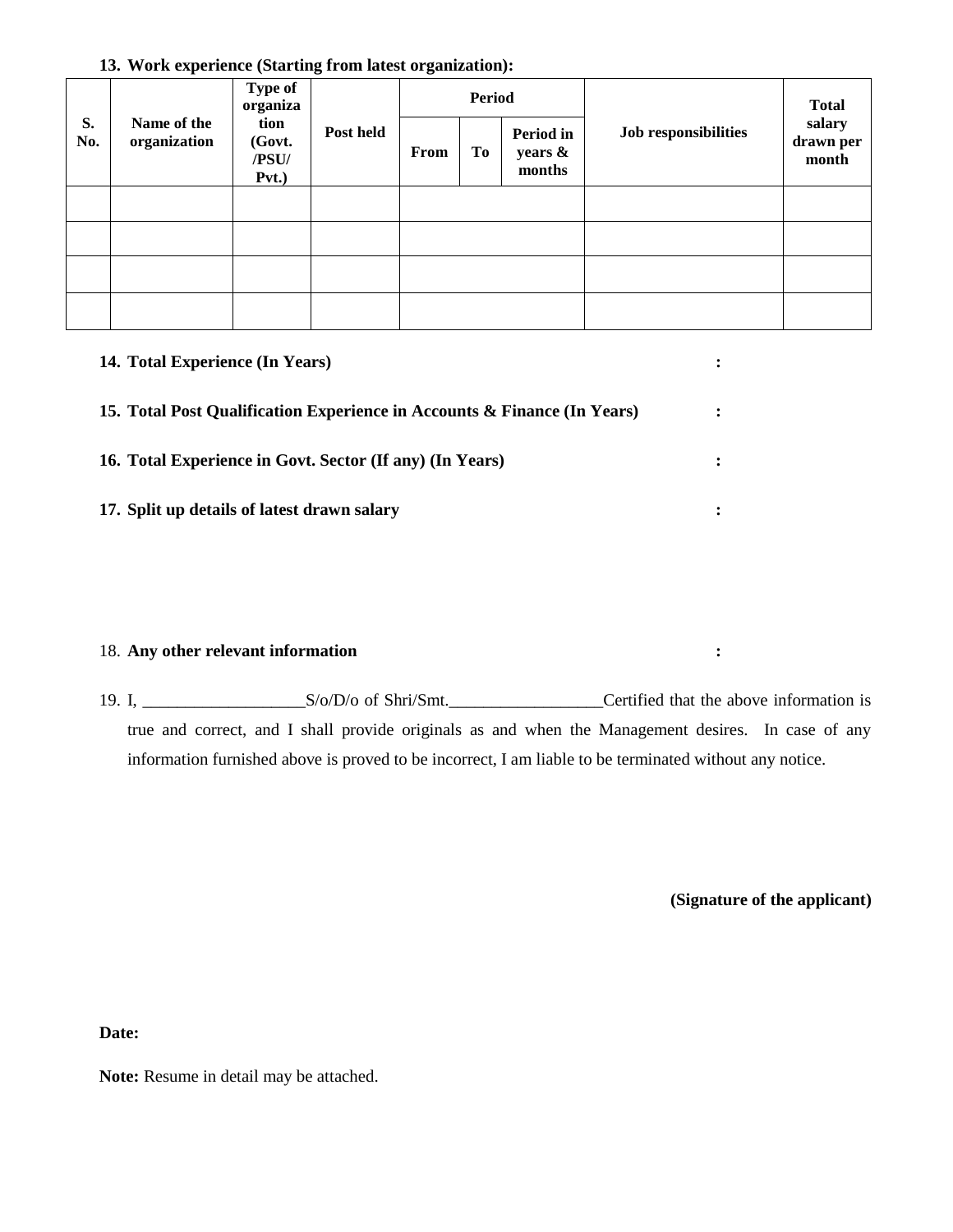**13. Work experience (Starting from latest organization):**

| S. No. | Name of the organization | Type of organization (Govt. /PSU/ Pvt.) | Post held | Period | | | Job responsibilities | Total salary drawn per month |
|---|---|---|---|---|---|---|---|---|
| | | | | From | To | Period in years & months | | |
| | | | | | | | | |
| | | | | | | | | |
| | | | | | | | | |
| | | | | | | | | |

**14. Total Experience (In Years)** :

**15. Total Post Qualification Experience in Accounts & Finance (In Years)** :

**16. Total Experience in Govt. Sector (If any) (In Years)** :

**17. Split up details of latest drawn salary** :

18. **Any other relevant information** :

19. I, ___________________S/o/D/o of Shri/Smt.__________________Certified that the above information is true and correct, and I shall provide originals as and when the Management desires. In case of any information furnished above is proved to be incorrect, I am liable to be terminated without any notice.

**(Signature of the applicant)**

**Date:**

**Note:** Resume in detail may be attached.